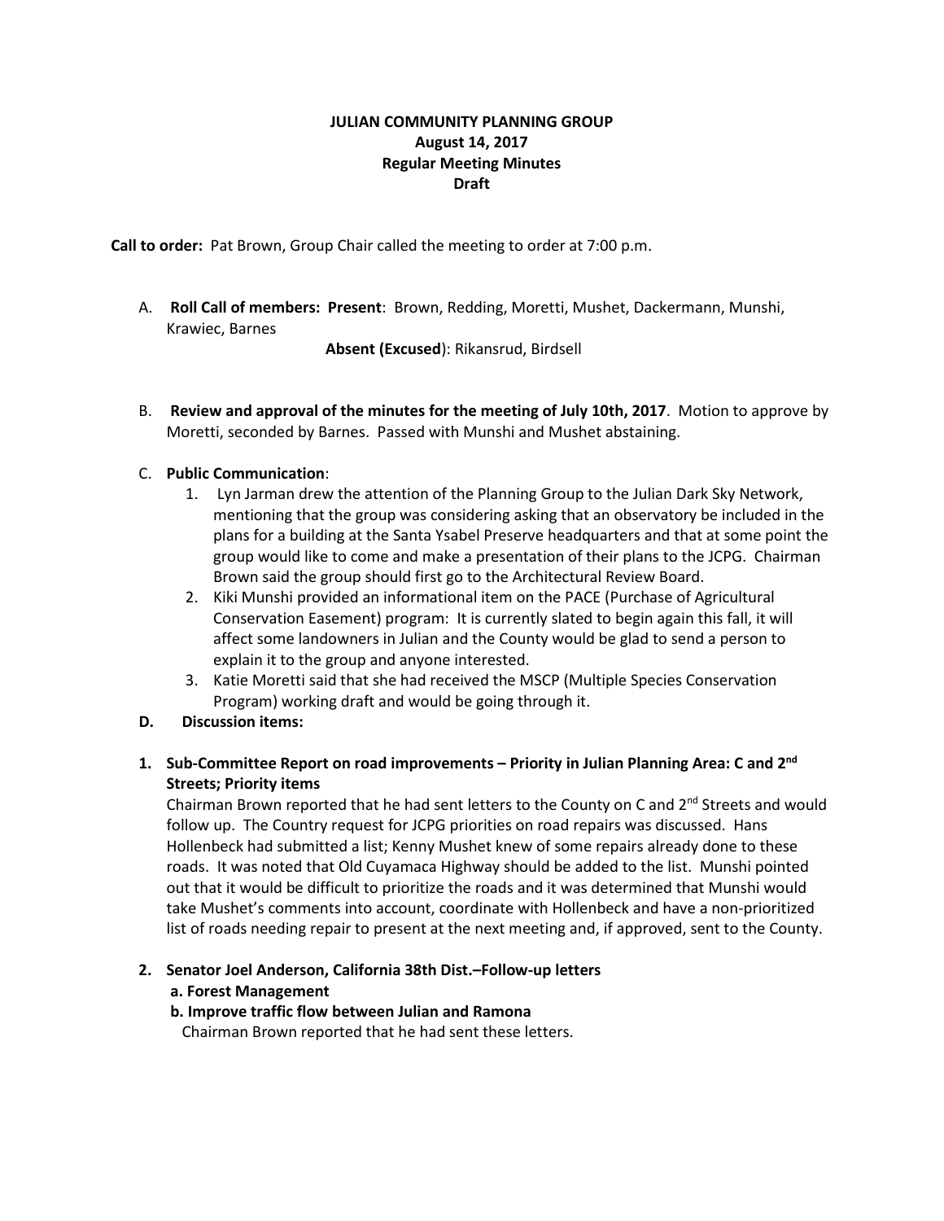# JULIAN COMMUNITY PLANNING GROUP
## August 14, 2017
## Regular Meeting Minutes
## Draft

**Call to order:** Pat Brown, Group Chair called the meeting to order at 7:00 p.m.

A. **Roll Call of members: Present**: Brown, Redding, Moretti, Mushet, Dackermann, Munshi, Krawiec, Barnes

**Absent (Excused)**: Rikansrud, Birdsell

B. **Review and approval of the minutes for the meeting of July 10th, 2017**. Motion to approve by Moretti, seconded by Barnes. Passed with Munshi and Mushet abstaining.

C. **Public Communication**:
   1. Lyn Jarman drew the attention of the Planning Group to the Julian Dark Sky Network, mentioning that the group was considering asking that an observatory be included in the plans for a building at the Santa Ysabel Preserve headquarters and that at some point the group would like to come and make a presentation of their plans to the JCPG. Chairman Brown said the group should first go to the Architectural Review Board.
   2. Kiki Munshi provided an informational item on the PACE (Purchase of Agricultural Conservation Easement) program: It is currently slated to begin again this fall, it will affect some landowners in Julian and the County would be glad to send a person to explain it to the group and anyone interested.
   3. Katie Moretti said that she had received the MSCP (Multiple Species Conservation Program) working draft and would be going through it.

D. **Discussion items:**

**1. Sub-Committee Report on road improvements – Priority in Julian Planning Area: C and 2nd Streets; Priority items**

Chairman Brown reported that he had sent letters to the County on C and 2nd Streets and would follow up. The Country request for JCPG priorities on road repairs was discussed. Hans Hollenbeck had submitted a list; Kenny Mushet knew of some repairs already done to these roads. It was noted that Old Cuyamaca Highway should be added to the list. Munshi pointed out that it would be difficult to prioritize the roads and it was determined that Munshi would take Mushet's comments into account, coordinate with Hollenbeck and have a non-prioritized list of roads needing repair to present at the next meeting and, if approved, sent to the County.

**2. Senator Joel Anderson, California 38th Dist.–Follow-up letters**

**a. Forest Management**

**b. Improve traffic flow between Julian and Ramona**

Chairman Brown reported that he had sent these letters.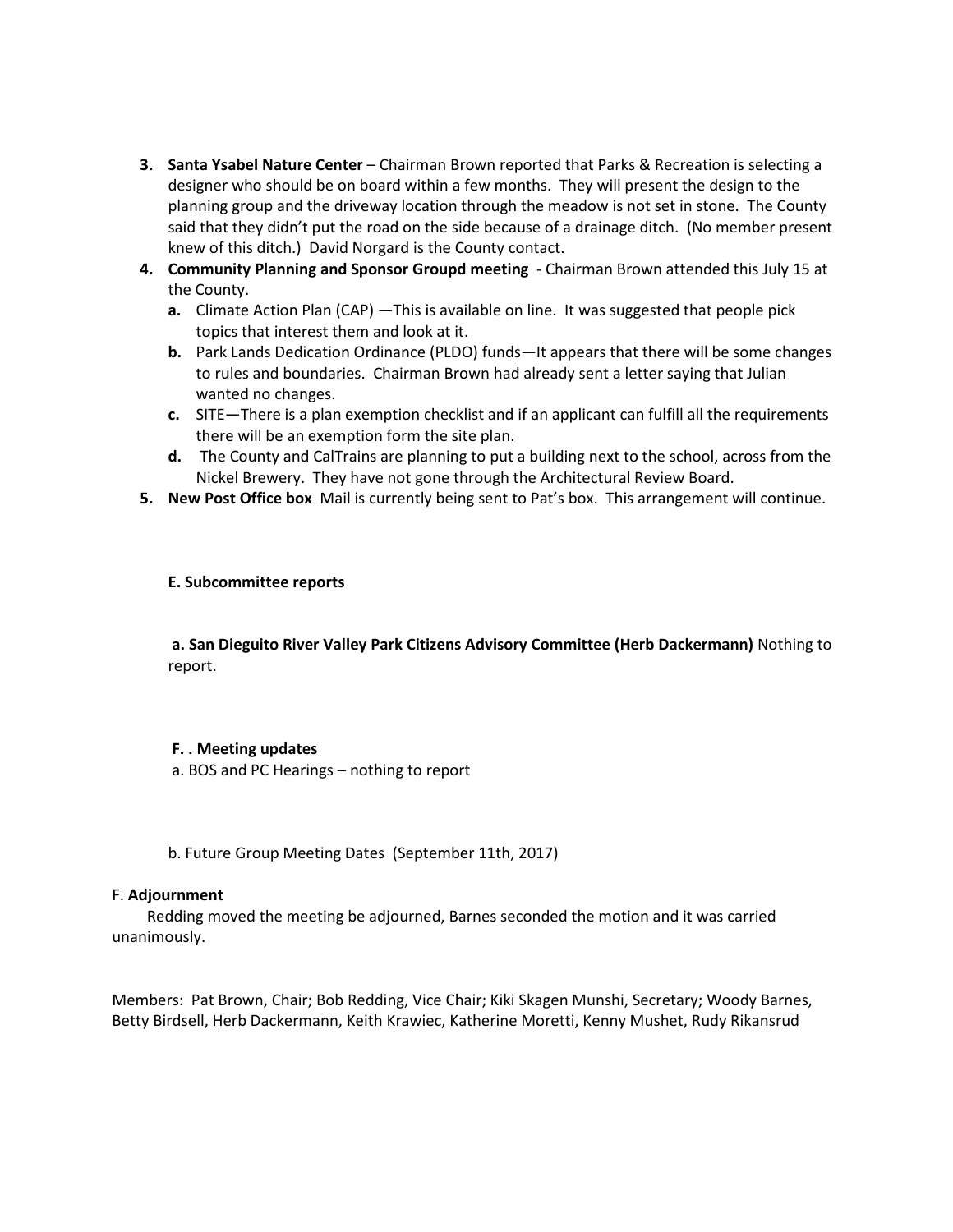3. **Santa Ysabel Nature Center** – Chairman Brown reported that Parks & Recreation is selecting a designer who should be on board within a few months. They will present the design to the planning group and the driveway location through the meadow is not set in stone. The County said that they didn't put the road on the side because of a drainage ditch. (No member present knew of this ditch.) David Norgard is the County contact.
4. **Community Planning and Sponsor Groupd meeting** - Chairman Brown attended this July 15 at the County.
   a. Climate Action Plan (CAP) —This is available on line. It was suggested that people pick topics that interest them and look at it.
   b. Park Lands Dedication Ordinance (PLDO) funds—It appears that there will be some changes to rules and boundaries. Chairman Brown had already sent a letter saying that Julian wanted no changes.
   c. SITE—There is a plan exemption checklist and if an applicant can fulfill all the requirements there will be an exemption form the site plan.
   d. The County and CalTrains are planning to put a building next to the school, across from the Nickel Brewery. They have not gone through the Architectural Review Board.
5. **New Post Office box** Mail is currently being sent to Pat's box. This arrangement will continue.

**E. Subcommittee reports**

**a. San Dieguito River Valley Park Citizens Advisory Committee (Herb Dackermann)** Nothing to report.

**F. . Meeting updates**

a. BOS and PC Hearings – nothing to report

b. Future Group Meeting Dates (September 11th, 2017)

F. **Adjournment**

Redding moved the meeting be adjourned, Barnes seconded the motion and it was carried unanimously.

Members: Pat Brown, Chair; Bob Redding, Vice Chair; Kiki Skagen Munshi, Secretary; Woody Barnes, Betty Birdsell, Herb Dackermann, Keith Krawiec, Katherine Moretti, Kenny Mushet, Rudy Rikansrud